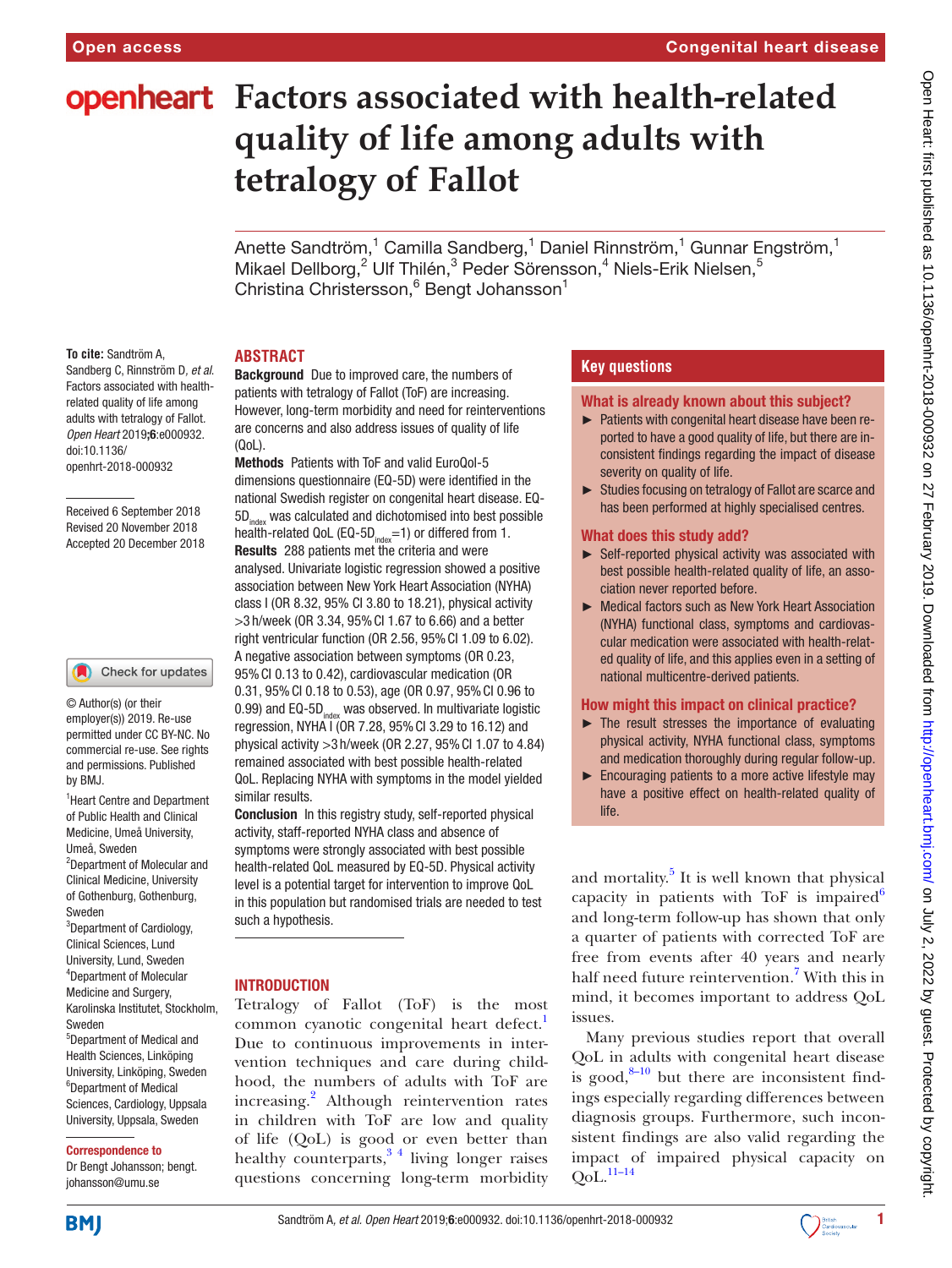# Factors associated with health-related quality of life among adults with tetralogy of Fallot

Anette Sandström,[1] Camilla Sandberg,[1] Daniel Rinnström,[1] Gunnar Engström,[1] Mikael Dellborg,[2] Ulf Thilén,[3] Peder Sörensson,[4] Niels-Erik Nielsen,[5] Christina Christersson,[6] Bengt Johansson[1]

**To cite:** Sandström A, Sandberg C, Rinnström D, *et al*. Factors associated with health-related quality of life among adults with tetralogy of Fallot. *Open Heart* 2019;**6**:e000932. doi:10.1136/openhrt-2018-000932

Received 6 September 2018
Revised 20 November 2018
Accepted 20 December 2018

© Author(s) (or their employer(s)) 2019. Re-use permitted under CC BY-NC. No commercial re-use. See rights and permissions. Published by BMJ.

[1]Heart Centre and Department of Public Health and Clinical Medicine, Umeå University, Umeå, Sweden
[2]Department of Molecular and Clinical Medicine, University of Gothenburg, Gothenburg, Sweden
[3]Department of Cardiology, Clinical Sciences, Lund University, Lund, Sweden
[4]Department of Molecular Medicine and Surgery, Karolinska Institutet, Stockholm, Sweden
[5]Department of Medical and Health Sciences, Linköping University, Linköping, Sweden
[6]Department of Medical Sciences, Cardiology, Uppsala University, Uppsala, Sweden

**Correspondence to**
Dr Bengt Johansson; bengt.johansson@umu.se

## ABSTRACT

**Background** Due to improved care, the numbers of patients with tetralogy of Fallot (ToF) are increasing. However, long-term morbidity and need for reinterventions are concerns and also address issues of quality of life (QoL).

**Methods** Patients with ToF and valid EuroQol-5 dimensions questionnaire (EQ-5D) were identified in the national Swedish register on congenital heart disease. EQ-5D$_{index}$ was calculated and dichotomised into best possible health-related QoL (EQ-5D$_{index}$=1) or differed from 1.

**Results** 288 patients met the criteria and were analysed. Univariate logistic regression showed a positive association between New York Heart Association (NYHA) class I (OR 8.32, 95% CI 3.80 to 18.21), physical activity >3 h/week (OR 3.34, 95% CI 1.67 to 6.66) and a better right ventricular function (OR 2.56, 95% CI 1.09 to 6.02). A negative association between symptoms (OR 0.23, 95% CI 0.13 to 0.42), cardiovascular medication (OR 0.31, 95% CI 0.18 to 0.53), age (OR 0.97, 95% CI 0.96 to 0.99) and EQ-5D$_{index}$ was observed. In multivariate logistic regression, NYHA I (OR 7.28, 95% CI 3.29 to 16.12) and physical activity >3 h/week (OR 2.27, 95% CI 1.07 to 4.84) remained associated with best possible health-related QoL. Replacing NYHA with symptoms in the model yielded similar results.

**Conclusion** In this registry study, self-reported physical activity, staff-reported NYHA class and absence of symptoms were strongly associated with best possible health-related QoL measured by EQ-5D. Physical activity level is a potential target for intervention to improve QoL in this population but randomised trials are needed to test such a hypothesis.

### Key questions

**What is already known about this subject?**

- Patients with congenital heart disease have been reported to have a good quality of life, but there are inconsistent findings regarding the impact of disease severity on quality of life.
- Studies focusing on tetralogy of Fallot are scarce and has been performed at highly specialised centres.

**What does this study add?**

- Self-reported physical activity was associated with best possible health-related quality of life, an association never reported before.
- Medical factors such as New York Heart Association (NYHA) functional class, symptoms and cardiovascular medication were associated with health-related quality of life, and this applies even in a setting of national multicentre-derived patients.

**How might this impact on clinical practice?**

- The result stresses the importance of evaluating physical activity, NYHA functional class, symptoms and medication thoroughly during regular follow-up.
- Encouraging patients to a more active lifestyle may have a positive effect on health-related quality of life.

## INTRODUCTION

Tetralogy of Fallot (ToF) is the most common cyanotic congenital heart defect.[1] Due to continuous improvements in intervention techniques and care during childhood, the numbers of adults with ToF are increasing.[2] Although reintervention rates in children with ToF are low and quality of life (QoL) is good or even better than healthy counterparts,[3 4] living longer raises questions concerning long-term morbidity and mortality.[5] It is well known that physical capacity in patients with ToF is impaired[6] and long-term follow-up has shown that only a quarter of patients with corrected ToF are free from events after 40 years and nearly half need future reintervention.[7] With this in mind, it becomes important to address QoL issues.

Many previous studies report that overall QoL in adults with congenital heart disease is good,[8–10] but there are inconsistent findings especially regarding differences between diagnosis groups. Furthermore, such inconsistent findings are also valid regarding the impact of impaired physical capacity on QoL.[11–14]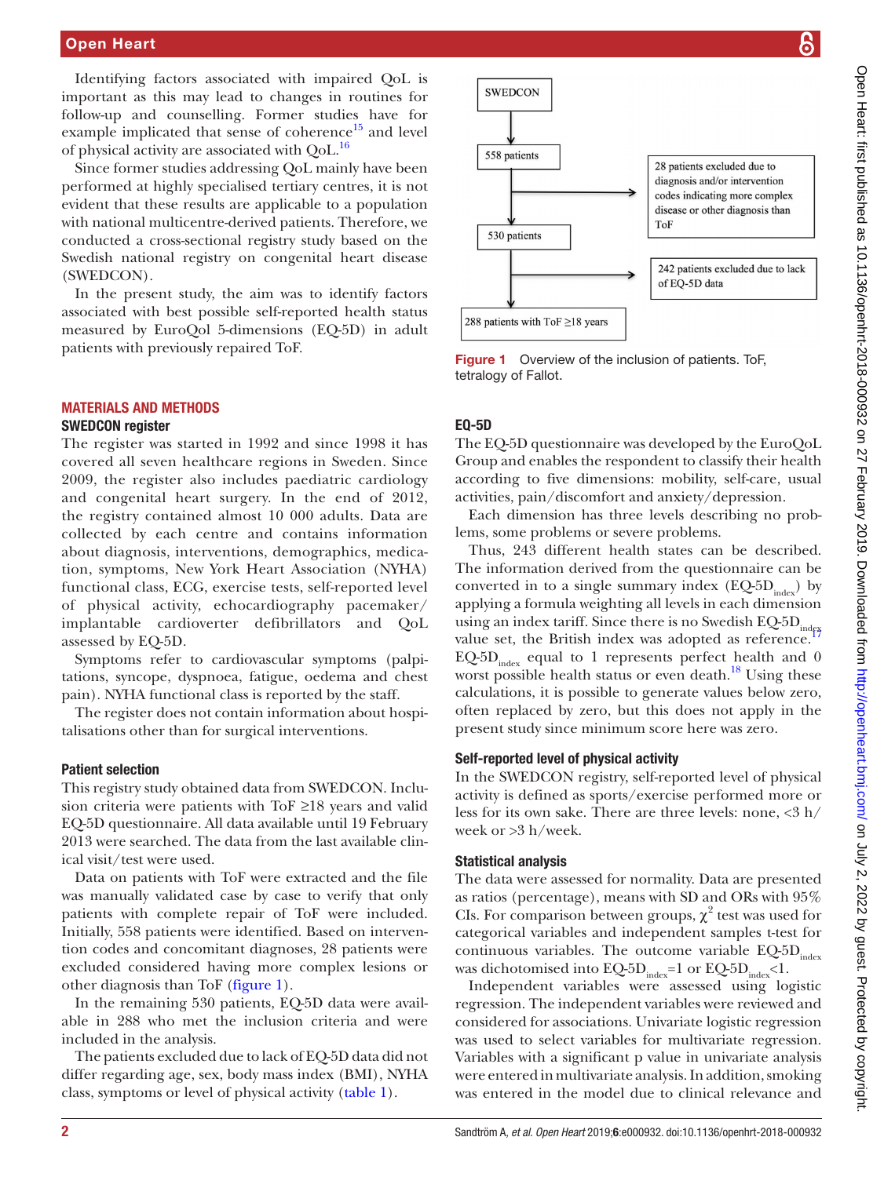Identifying factors associated with impaired QoL is important as this may lead to changes in routines for follow-up and counselling. Former studies have for example implicated that sense of coherence[15] and level of physical activity are associated with QoL.[16]

Since former studies addressing QoL mainly have been performed at highly specialised tertiary centres, it is not evident that these results are applicable to a population with national multicentre-derived patients. Therefore, we conducted a cross-sectional registry study based on the Swedish national registry on congenital heart disease (SWEDCON).

In the present study, the aim was to identify factors associated with best possible self-reported health status measured by EuroQol 5-dimensions (EQ-5D) in adult patients with previously repaired ToF.

## MATERIALS AND METHODS

### SWEDCON register

The register was started in 1992 and since 1998 it has covered all seven healthcare regions in Sweden. Since 2009, the register also includes paediatric cardiology and congenital heart surgery. In the end of 2012, the registry contained almost 10 000 adults. Data are collected by each centre and contains information about diagnosis, interventions, demographics, medication, symptoms, New York Heart Association (NYHA) functional class, ECG, exercise tests, self-reported level of physical activity, echocardiography pacemaker/implantable cardioverter defibrillators and QoL assessed by EQ-5D.

Symptoms refer to cardiovascular symptoms (palpitations, syncope, dyspnoea, fatigue, oedema and chest pain). NYHA functional class is reported by the staff.

The register does not contain information about hospitalisations other than for surgical interventions.

### Patient selection

This registry study obtained data from SWEDCON. Inclusion criteria were patients with ToF ≥18 years and valid EQ-5D questionnaire. All data available until 19 February 2013 were searched. The data from the last available clinical visit/test were used.

Data on patients with ToF were extracted and the file was manually validated case by case to verify that only patients with complete repair of ToF were included. Initially, 558 patients were identified. Based on intervention codes and concomitant diagnoses, 28 patients were excluded considered having more complex lesions or other diagnosis than ToF (figure 1).

In the remaining 530 patients, EQ-5D data were available in 288 who met the inclusion criteria and were included in the analysis.

The patients excluded due to lack of EQ-5D data did not differ regarding age, sex, body mass index (BMI), NYHA class, symptoms or level of physical activity (table 1).

SWEDCON → 558 patients → (28 patients excluded due to diagnosis and/or intervention codes indicating more complex disease or other diagnosis than ToF) → 530 patients → (242 patients excluded due to lack of EQ-5D data) → 288 patients with ToF ≥18 years

Figure 1 Overview of the inclusion of patients. ToF, tetralogy of Fallot.

### EQ-5D

The EQ-5D questionnaire was developed by the EuroQoL Group and enables the respondent to classify their health according to five dimensions: mobility, self-care, usual activities, pain/discomfort and anxiety/depression.

Each dimension has three levels describing no problems, some problems or severe problems.

Thus, 243 different health states can be described. The information derived from the questionnaire can be converted in to a single summary index ($EQ\text{-}5D_{index}$) by applying a formula weighting all levels in each dimension using an index tariff. Since there is no Swedish $EQ\text{-}5D_{index}$ value set, the British index was adopted as reference.[17] $EQ\text{-}5D_{index}$ equal to 1 represents perfect health and 0 worst possible health status or even death.[18] Using these calculations, it is possible to generate values below zero, often replaced by zero, but this does not apply in the present study since minimum score here was zero.

### Self-reported level of physical activity

In the SWEDCON registry, self-reported level of physical activity is defined as sports/exercise performed more or less for its own sake. There are three levels: none, <3 h/week or >3 h/week.

### Statistical analysis

The data were assessed for normality. Data are presented as ratios (percentage), means with SD and ORs with 95% CIs. For comparison between groups, $\chi^2$ test was used for categorical variables and independent samples t-test for continuous variables. The outcome variable $EQ\text{-}5D_{index}$ was dichotomised into $EQ\text{-}5D_{index}=1$ or $EQ\text{-}5D_{index}<1$.

Independent variables were assessed using logistic regression. The independent variables were reviewed and considered for associations. Univariate logistic regression was used to select variables for multivariate regression. Variables with a significant p value in univariate analysis were entered in multivariate analysis. In addition, smoking was entered in the model due to clinical relevance and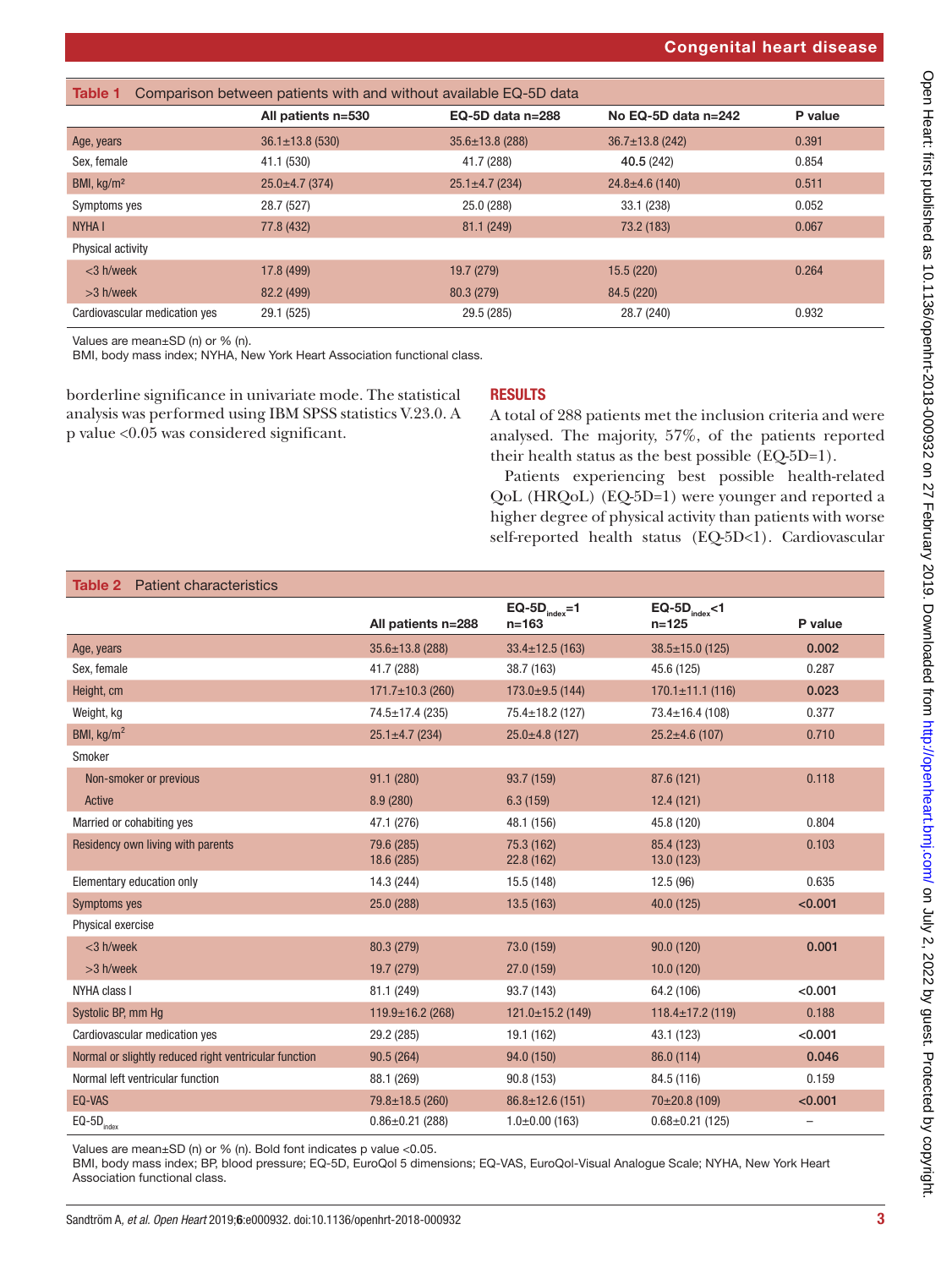**Table 1** Comparison between patients with and without available EQ-5D data

| | All patients n=530 | EQ-5D data n=288 | No EQ-5D data n=242 | P value |
|---|---|---|---|---|
| Age, years | 36.1±13.8 (530) | 35.6±13.8 (288) | 36.7±13.8 (242) | 0.391 |
| Sex, female | 41.1 (530) | 41.7 (288) | **40.5** (242) | 0.854 |
| BMI, kg/m² | 25.0±4.7 (374) | 25.1±4.7 (234) | 24.8±4.6 (140) | 0.511 |
| Symptoms yes | 28.7 (527) | 25.0 (288) | 33.1 (238) | 0.052 |
| NYHA I | 77.8 (432) | 81.1 (249) | 73.2 (183) | 0.067 |
| Physical activity | | | | |
| <3 h/week | 17.8 (499) | 19.7 (279) | 15.5 (220) | 0.264 |
| >3 h/week | 82.2 (499) | 80.3 (279) | 84.5 (220) | |
| Cardiovascular medication yes | 29.1 (525) | 29.5 (285) | 28.7 (240) | 0.932 |

Values are mean±SD (n) or % (n).
BMI, body mass index; NYHA, New York Heart Association functional class.

borderline significance in univariate mode. The statistical analysis was performed using IBM SPSS statistics V.23.0. A p value <0.05 was considered significant.

## RESULTS

A total of 288 patients met the inclusion criteria and were analysed. The majority, 57%, of the patients reported their health status as the best possible (EQ-5D=1).

Patients experiencing best possible health-related QoL (HRQoL) (EQ-5D=1) were younger and reported a higher degree of physical activity than patients with worse self-reported health status (EQ-5D<1). Cardiovascular

**Table 2** Patient characteristics

| | All patients n=288 | $EQ\text{-}5D_{index}$=1 n=163 | $EQ\text{-}5D_{index}$<1 n=125 | P value |
|---|---|---|---|---|
| Age, years | 35.6±13.8 (288) | 33.4±12.5 (163) | 38.5±15.0 (125) | **0.002** |
| Sex, female | 41.7 (288) | 38.7 (163) | 45.6 (125) | 0.287 |
| Height, cm | 171.7±10.3 (260) | 173.0±9.5 (144) | 170.1±11.1 (116) | **0.023** |
| Weight, kg | 74.5±17.4 (235) | 75.4±18.2 (127) | 73.4±16.4 (108) | 0.377 |
| BMI, kg/m$^2$ | 25.1±4.7 (234) | 25.0±4.8 (127) | 25.2±4.6 (107) | 0.710 |
| Smoker | | | | |
| Non-smoker or previous | 91.1 (280) | 93.7 (159) | 87.6 (121) | 0.118 |
| Active | 8.9 (280) | 6.3 (159) | 12.4 (121) | |
| Married or cohabiting yes | 47.1 (276) | 48.1 (156) | 45.8 (120) | 0.804 |
| Residency own living with parents | 79.6 (285) 18.6 (285) | 75.3 (162) 22.8 (162) | 85.4 (123) 13.0 (123) | 0.103 |
| Elementary education only | 14.3 (244) | 15.5 (148) | 12.5 (96) | 0.635 |
| Symptoms yes | 25.0 (288) | 13.5 (163) | 40.0 (125) | **<0.001** |
| Physical exercise | | | | |
| <3 h/week | 80.3 (279) | 73.0 (159) | 90.0 (120) | **0.001** |
| >3 h/week | 19.7 (279) | 27.0 (159) | 10.0 (120) | |
| NYHA class I | 81.1 (249) | 93.7 (143) | 64.2 (106) | **<0.001** |
| Systolic BP, mm Hg | 119.9±16.2 (268) | 121.0±15.2 (149) | 118.4±17.2 (119) | 0.188 |
| Cardiovascular medication yes | 29.2 (285) | 19.1 (162) | 43.1 (123) | **<0.001** |
| Normal or slightly reduced right ventricular function | 90.5 (264) | 94.0 (150) | 86.0 (114) | **0.046** |
| Normal left ventricular function | 88.1 (269) | 90.8 (153) | 84.5 (116) | 0.159 |
| EQ-VAS | 79.8±18.5 (260) | 86.8±12.6 (151) | 70±20.8 (109) | **<0.001** |
| $EQ\text{-}5D_{index}$ | 0.86±0.21 (288) | 1.0±0.00 (163) | 0.68±0.21 (125) | – |

Values are mean±SD (n) or % (n). Bold font indicates p value <0.05.
BMI, body mass index; BP, blood pressure; EQ-5D, EuroQol 5 dimensions; EQ-VAS, EuroQol-Visual Analogue Scale; NYHA, New York Heart Association functional class.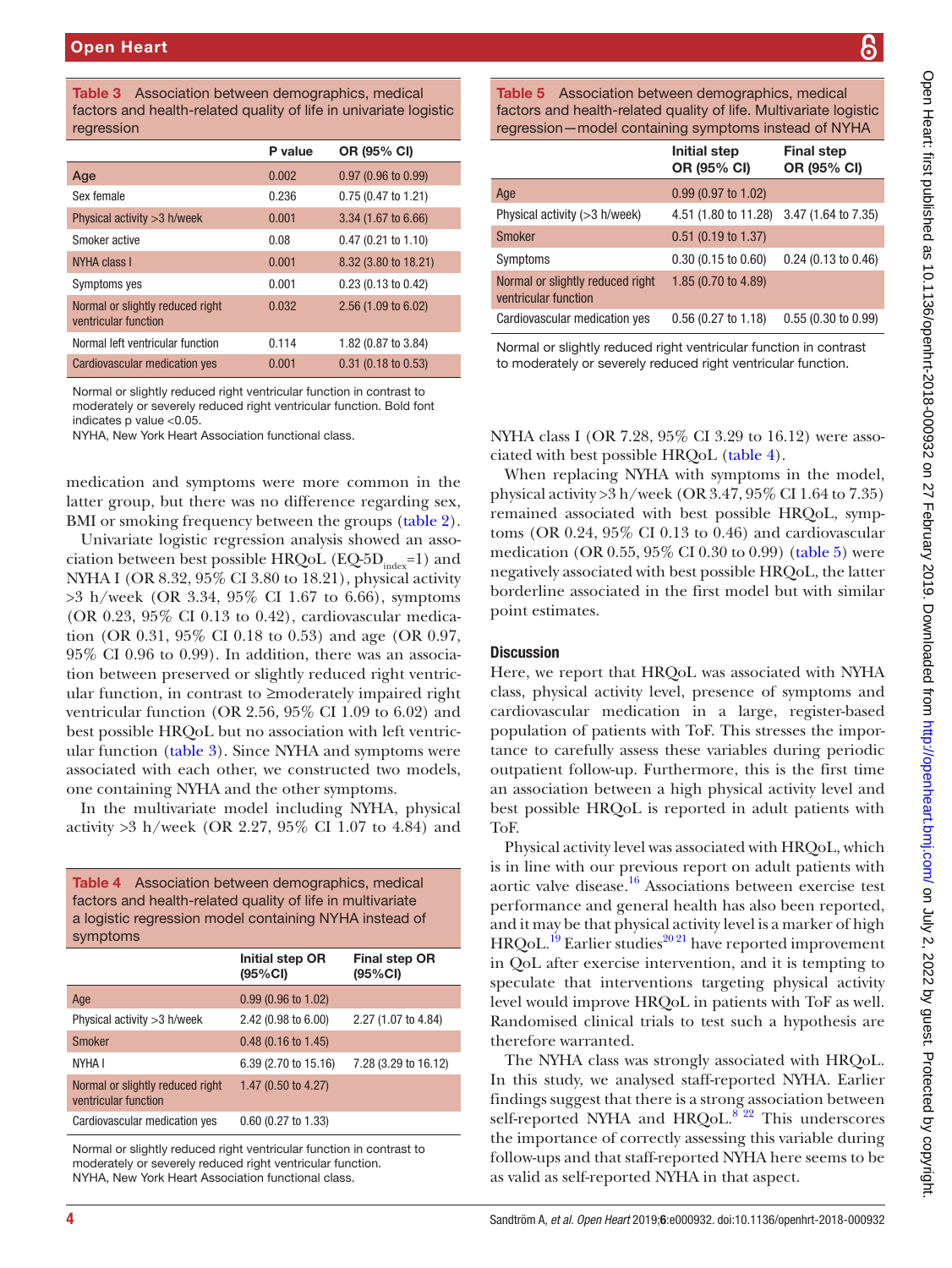**Table 3** Association between demographics, medical factors and health-related quality of life in univariate logistic regression

| | P value | OR (95% CI) |
|---|---|---|
| Age | 0.002 | 0.97 (0.96 to 0.99) |
| Sex female | 0.236 | 0.75 (0.47 to 1.21) |
| Physical activity >3 h/week | 0.001 | 3.34 (1.67 to 6.66) |
| Smoker active | 0.08 | 0.47 (0.21 to 1.10) |
| NYHA class I | 0.001 | 8.32 (3.80 to 18.21) |
| Symptoms yes | 0.001 | 0.23 (0.13 to 0.42) |
| Normal or slightly reduced right ventricular function | 0.032 | 2.56 (1.09 to 6.02) |
| Normal left ventricular function | 0.114 | 1.82 (0.87 to 3.84) |
| Cardiovascular medication yes | 0.001 | 0.31 (0.18 to 0.53) |

Normal or slightly reduced right ventricular function in contrast to moderately or severely reduced right ventricular function. Bold font indicates p value <0.05.
NYHA, New York Heart Association functional class.

medication and symptoms were more common in the latter group, but there was no difference regarding sex, BMI or smoking frequency between the groups (table 2).

Univariate logistic regression analysis showed an association between best possible HRQoL (EQ-5D$_{index}$=1) and NYHA I (OR 8.32, 95% CI 3.80 to 18.21), physical activity >3 h/week (OR 3.34, 95% CI 1.67 to 6.66), symptoms (OR 0.23, 95% CI 0.13 to 0.42), cardiovascular medication (OR 0.31, 95% CI 0.18 to 0.53) and age (OR 0.97, 95% CI 0.96 to 0.99). In addition, there was an association between preserved or slightly reduced right ventricular function, in contrast to ≥moderately impaired right ventricular function (OR 2.56, 95% CI 1.09 to 6.02) and best possible HRQoL but no association with left ventricular function (table 3). Since NYHA and symptoms were associated with each other, we constructed two models, one containing NYHA and the other symptoms.

In the multivariate model including NYHA, physical activity >3 h/week (OR 2.27, 95% CI 1.07 to 4.84) and NYHA class I (OR 7.28, 95% CI 3.29 to 16.12) were associated with best possible HRQoL (table 4).

**Table 4** Association between demographics, medical factors and health-related quality of life in multivariate a logistic regression model containing NYHA instead of symptoms

| | Initial step OR (95%CI) | Final step OR (95%CI) |
|---|---|---|
| Age | 0.99 (0.96 to 1.02) | |
| Physical activity >3 h/week | 2.42 (0.98 to 6.00) | 2.27 (1.07 to 4.84) |
| Smoker | 0.48 (0.16 to 1.45) | |
| NYHA I | 6.39 (2.70 to 15.16) | 7.28 (3.29 to 16.12) |
| Normal or slightly reduced right ventricular function | 1.47 (0.50 to 4.27) | |
| Cardiovascular medication yes | 0.60 (0.27 to 1.33) | |

Normal or slightly reduced right ventricular function in contrast to moderately or severely reduced right ventricular function.
NYHA, New York Heart Association functional class.

**Table 5** Association between demographics, medical factors and health-related quality of life. Multivariate logistic regression—model containing symptoms instead of NYHA

| | Initial step OR (95% CI) | Final step OR (95% CI) |
|---|---|---|
| Age | 0.99 (0.97 to 1.02) | |
| Physical activity (>3 h/week) | 4.51 (1.80 to 11.28) | 3.47 (1.64 to 7.35) |
| Smoker | 0.51 (0.19 to 1.37) | |
| Symptoms | 0.30 (0.15 to 0.60) | 0.24 (0.13 to 0.46) |
| Normal or slightly reduced right ventricular function | 1.85 (0.70 to 4.89) | |
| Cardiovascular medication yes | 0.56 (0.27 to 1.18) | 0.55 (0.30 to 0.99) |

Normal or slightly reduced right ventricular function in contrast to moderately or severely reduced right ventricular function.

When replacing NYHA with symptoms in the model, physical activity >3 h/week (OR 3.47, 95% CI 1.64 to 7.35) remained associated with best possible HRQoL, symptoms (OR 0.24, 95% CI 0.13 to 0.46) and cardiovascular medication (OR 0.55, 95% CI 0.30 to 0.99) (table 5) were negatively associated with best possible HRQoL, the latter borderline associated in the first model but with similar point estimates.

## Discussion

Here, we report that HRQoL was associated with NYHA class, physical activity level, presence of symptoms and cardiovascular medication in a large, register-based population of patients with ToF. This stresses the importance to carefully assess these variables during periodic outpatient follow-up. Furthermore, this is the first time an association between a high physical activity level and best possible HRQoL is reported in adult patients with ToF.

Physical activity level was associated with HRQoL, which is in line with our previous report on adult patients with aortic valve disease.[16] Associations between exercise test performance and general health has also been reported, and it may be that physical activity level is a marker of high HRQoL.[19] Earlier studies[20 21] have reported improvement in QoL after exercise intervention, and it is tempting to speculate that interventions targeting physical activity level would improve HRQoL in patients with ToF as well. Randomised clinical trials to test such a hypothesis are therefore warranted.

The NYHA class was strongly associated with HRQoL. In this study, we analysed staff-reported NYHA. Earlier findings suggest that there is a strong association between self-reported NYHA and HRQoL.[8 22] This underscores the importance of correctly assessing this variable during follow-ups and that staff-reported NYHA here seems to be as valid as self-reported NYHA in that aspect.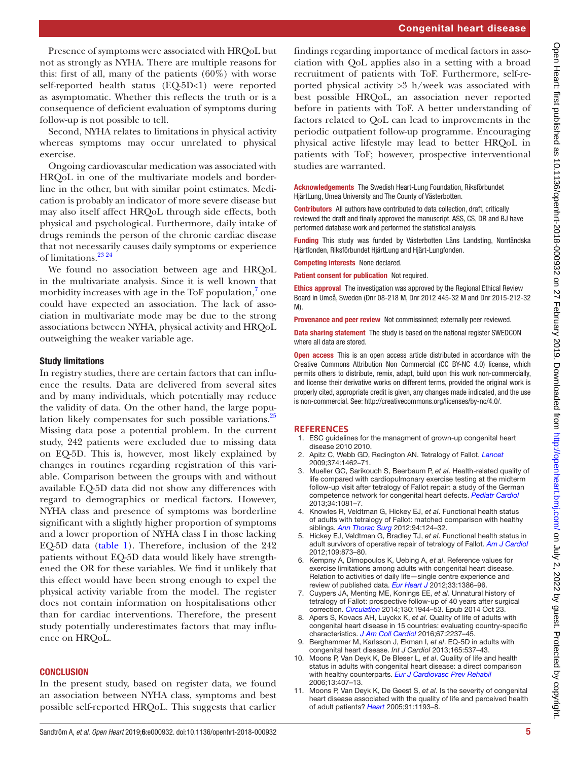Presence of symptoms were associated with HRQoL but not as strongly as NYHA. There are multiple reasons for this: first of all, many of the patients (60%) with worse self-reported health status (EQ-5D<1) were reported as asymptomatic. Whether this reflects the truth or is a consequence of deficient evaluation of symptoms during follow-up is not possible to tell.

Second, NYHA relates to limitations in physical activity whereas symptoms may occur unrelated to physical exercise.

Ongoing cardiovascular medication was associated with HRQoL in one of the multivariate models and borderline in the other, but with similar point estimates. Medication is probably an indicator of more severe disease but may also itself affect HRQoL through side effects, both physical and psychological. Furthermore, daily intake of drugs reminds the person of the chronic cardiac disease that not necessarily causes daily symptoms or experience of limitations.[23 24]

We found no association between age and HRQoL in the multivariate analysis. Since it is well known that morbidity increases with age in the ToF population,[7] one could have expected an association. The lack of association in multivariate mode may be due to the strong associations between NYHA, physical activity and HRQoL outweighing the weaker variable age.

### Study limitations

In registry studies, there are certain factors that can influence the results. Data are delivered from several sites and by many individuals, which potentially may reduce the validity of data. On the other hand, the large population likely compensates for such possible variations.[25] Missing data pose a potential problem. In the current study, 242 patients were excluded due to missing data on EQ-5D. This is, however, most likely explained by changes in routines regarding registration of this variable. Comparison between the groups with and without available EQ-5D data did not show any differences with regard to demographics or medical factors. However, NYHA class and presence of symptoms was borderline significant with a slightly higher proportion of symptoms and a lower proportion of NYHA class I in those lacking EQ-5D data (table 1). Therefore, inclusion of the 242 patients without EQ-5D data would likely have strengthened the OR for these variables. We find it unlikely that this effect would have been strong enough to expel the physical activity variable from the model. The register does not contain information on hospitalisations other than for cardiac interventions. Therefore, the present study potentially underestimates factors that may influence on HRQoL.

## CONCLUSION

In the present study, based on register data, we found an association between NYHA class, symptoms and best possible self-reported HRQoL. This suggests that earlier findings regarding importance of medical factors in association with QoL applies also in a setting with a broad recruitment of patients with ToF. Furthermore, self-reported physical activity >3 h/week was associated with best possible HRQoL, an association never reported before in patients with ToF. A better understanding of factors related to QoL can lead to improvements in the periodic outpatient follow-up programme. Encouraging physical active lifestyle may lead to better HRQoL in patients with ToF; however, prospective interventional studies are warranted.

**Acknowledgements** The Swedish Heart-Lung Foundation, Riksförbundet HjärtLung, Umeå University and The County of Västerbotten.

**Contributors** All authors have contributed to data collection, draft, critically reviewed the draft and finally approved the manuscript. ASS, CS, DR and BJ have performed database work and performed the statistical analysis.

**Funding** This study was funded by Västerbotten Läns Landsting, Norrländska Hjärtfonden, Riksförbundet HjärtLung and Hjärt-Lungfonden.

**Competing interests** None declared.

**Patient consent for publication** Not required.

**Ethics approval** The investigation was approved by the Regional Ethical Review Board in Umeå, Sweden (Dnr 08-218 M, Dnr 2012 445-32 M and Dnr 2015-212-32 M).

**Provenance and peer review** Not commissioned; externally peer reviewed.

**Data sharing statement** The study is based on the national register SWEDCON where all data are stored.

**Open access** This is an open access article distributed in accordance with the Creative Commons Attribution Non Commercial (CC BY-NC 4.0) license, which permits others to distribute, remix, adapt, build upon this work non-commercially, and license their derivative works on different terms, provided the original work is properly cited, appropriate credit is given, any changes made indicated, and the use is non-commercial. See: http://creativecommons.org/licenses/by-nc/4.0/.

## REFERENCES

1. ESC guidelines for the managment of grown-up congenital heart disease 2010 2010.
2. Apitz C, Webb GD, Redington AN. Tetralogy of Fallot. *Lancet* 2009;374:1462–71.
3. Mueller GC, Sarikouch S, Beerbaum P, *et al*. Health-related quality of life compared with cardiopulmonary exercise testing at the midterm follow-up visit after tetralogy of Fallot repair: a study of the German competence network for congenital heart defects. *Pediatr Cardiol* 2013;34:1081–7.
4. Knowles R, Veldtman G, Hickey EJ, *et al*. Functional health status of adults with tetralogy of Fallot: matched comparison with healthy siblings. *Ann Thorac Surg* 2012;94:124–32.
5. Hickey EJ, Veldtman G, Bradley TJ, *et al*. Functional health status in adult survivors of operative repair of tetralogy of Fallot. *Am J Cardiol* 2012;109:873–80.
6. Kempny A, Dimopoulos K, Uebing A, *et al*. Reference values for exercise limitations among adults with congenital heart disease. Relation to activities of daily life—single centre experience and review of published data. *Eur Heart J* 2012;33:1386–96.
7. Cuypers JA, Menting ME, Konings EE, *et al*. Unnatural history of tetralogy of Fallot: prospective follow-up of 40 years after surgical correction. *Circulation* 2014;130:1944–53. Epub 2014 Oct 23.
8. Apers S, Kovacs AH, Luyckx K, *et al*. Quality of life of adults with congenital heart disease in 15 countries: evaluating country-specific characteristics. *J Am Coll Cardiol* 2016;67:2237–45.
9. Berghammer M, Karlsson J, Ekman I, *et al*. EQ-5D in adults with congenital heart disease. *Int J Cardiol* 2013;165:537–43.
10. Moons P, Van Deyk K, De Bleser L, *et al*. Quality of life and health status in adults with congenital heart disease: a direct comparison with healthy counterparts. *Eur J Cardiovasc Prev Rehabil* 2006;13:407–13.
11. Moons P, Van Deyk K, De Geest S, *et al*. Is the severity of congenital heart disease associated with the quality of life and perceived health of adult patients? *Heart* 2005;91:1193–8.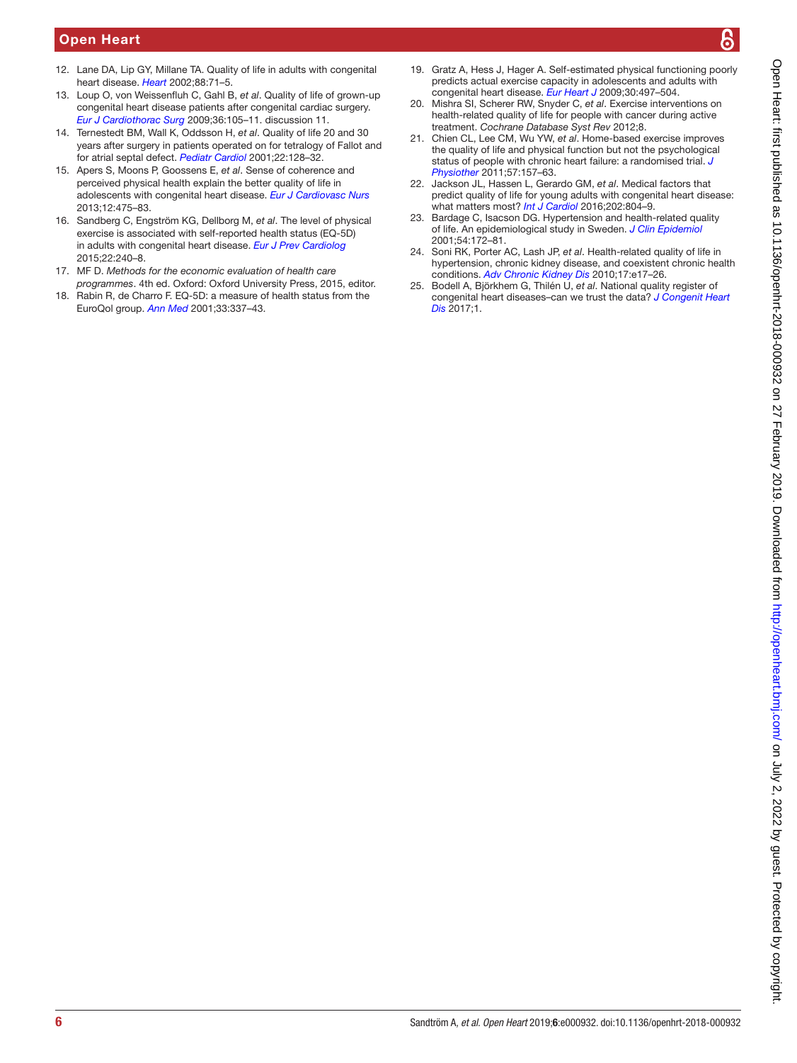12. Lane DA, Lip GY, Millane TA. Quality of life in adults with congenital heart disease. *Heart* 2002;88:71–5.
13. Loup O, von Weissenfluh C, Gahl B, *et al*. Quality of life of grown-up congenital heart disease patients after congenital cardiac surgery. *Eur J Cardiothorac Surg* 2009;36:105–11. discussion 11.
14. Ternestedt BM, Wall K, Oddsson H, *et al*. Quality of life 20 and 30 years after surgery in patients operated on for tetralogy of Fallot and for atrial septal defect. *Pediatr Cardiol* 2001;22:128–32.
15. Apers S, Moons P, Goossens E, *et al*. Sense of coherence and perceived physical health explain the better quality of life in adolescents with congenital heart disease. *Eur J Cardiovasc Nurs* 2013;12:475–83.
16. Sandberg C, Engström KG, Dellborg M, *et al*. The level of physical exercise is associated with self-reported health status (EQ-5D) in adults with congenital heart disease. *Eur J Prev Cardiolog* 2015;22:240–8.
17. MF D. *Methods for the economic evaluation of health care programmes*. 4th ed. Oxford: Oxford University Press, 2015, editor.
18. Rabin R, de Charro F. EQ-5D: a measure of health status from the EuroQol group. *Ann Med* 2001;33:337–43.
19. Gratz A, Hess J, Hager A. Self-estimated physical functioning poorly predicts actual exercise capacity in adolescents and adults with congenital heart disease. *Eur Heart J* 2009;30:497–504.
20. Mishra SI, Scherer RW, Snyder C, *et al*. Exercise interventions on health-related quality of life for people with cancer during active treatment. *Cochrane Database Syst Rev* 2012;8.
21. Chien CL, Lee CM, Wu YW, *et al*. Home-based exercise improves the quality of life and physical function but not the psychological status of people with chronic heart failure: a randomised trial. *J Physiother* 2011;57:157–63.
22. Jackson JL, Hassen L, Gerardo GM, *et al*. Medical factors that predict quality of life for young adults with congenital heart disease: what matters most? *Int J Cardiol* 2016;202:804–9.
23. Bardage C, Isacson DG. Hypertension and health-related quality of life. An epidemiological study in Sweden. *J Clin Epidemiol* 2001;54:172–81.
24. Soni RK, Porter AC, Lash JP, *et al*. Health-related quality of life in hypertension, chronic kidney disease, and coexistent chronic health conditions. *Adv Chronic Kidney Dis* 2010;17:e17–26.
25. Bodell A, Björkhem G, Thilén U, *et al*. National quality register of congenital heart diseases–can we trust the data? *J Congenit Heart Dis* 2017;1.